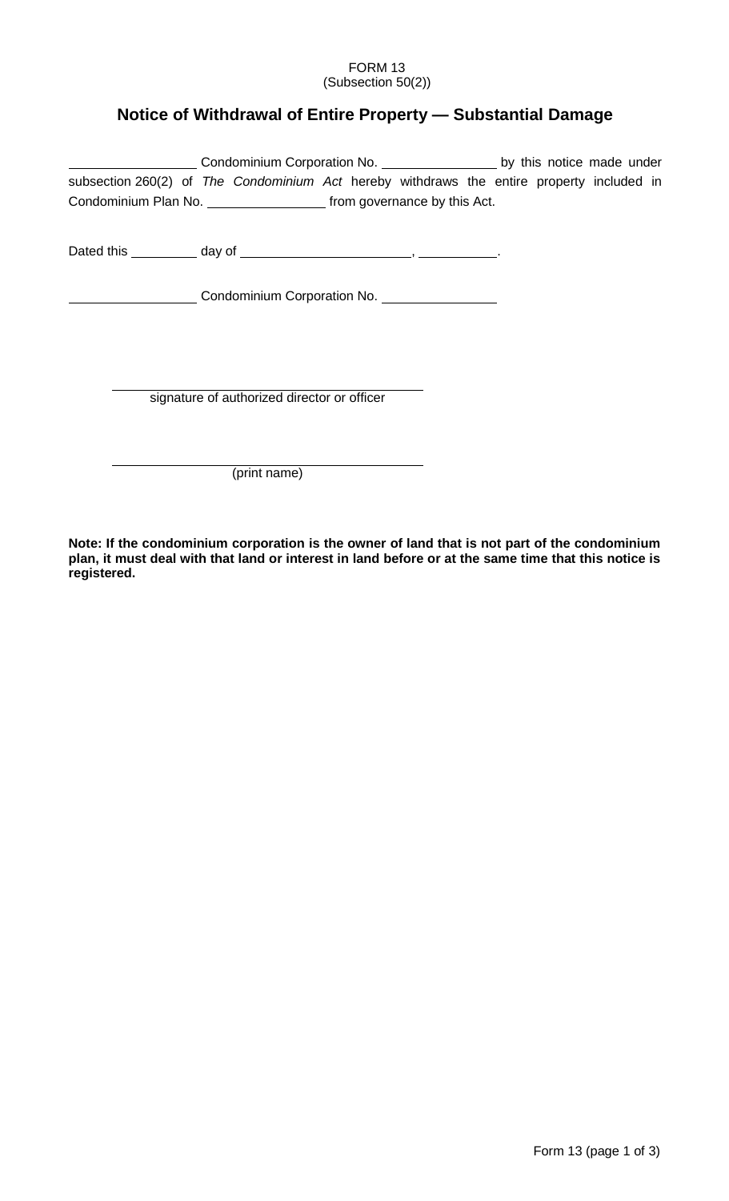FORM 13
(Subsection 50(2))

# Notice of Withdrawal of Entire Property — Substantial Damage

\_\_\_\_\_\_\_\_\_\_\_\_\_\_\_\_\_ Condominium Corporation No. \_\_\_\_\_\_\_\_\_\_\_\_\_\_\_\_ by this notice made under subsection 260(2) of *The Condominium Act* hereby withdraws the entire property included in Condominium Plan No. \_\_\_\_\_\_\_\_\_\_\_\_\_\_\_\_ from governance by this Act.

Dated this \_\_\_\_\_\_\_\_\_ day of \_\_\_\_\_\_\_\_\_\_\_\_\_\_\_\_\_\_\_\_\_\_\_, \_\_\_\_\_\_\_\_\_\_\_.

\_\_\_\_\_\_\_\_\_\_\_\_\_\_\_\_\_ Condominium Corporation No. \_\_\_\_\_\_\_\_\_\_\_\_\_\_\_\_

\_\_\_\_\_\_\_\_\_\_\_\_\_\_\_\_\_\_\_\_\_\_\_\_\_\_\_\_\_\_\_\_\_\_\_\_\_\_\_\_\_\_
signature of authorized director or officer

\_\_\_\_\_\_\_\_\_\_\_\_\_\_\_\_\_\_\_\_\_\_\_\_\_\_\_\_\_\_\_\_\_\_\_\_\_\_\_\_\_\_
(print name)

**Note: If the condominium corporation is the owner of land that is not part of the condominium plan, it must deal with that land or interest in land before or at the same time that this notice is registered.**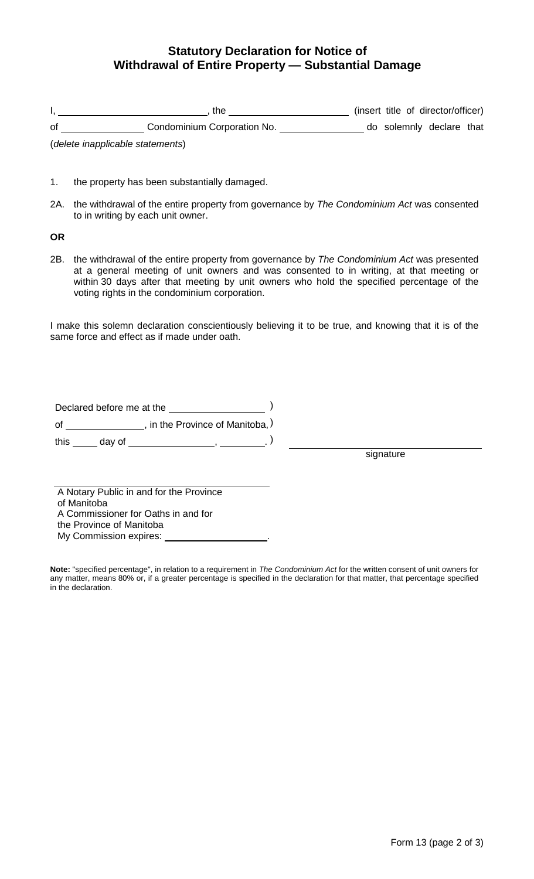# Statutory Declaration for Notice of Withdrawal of Entire Property — Substantial Damage

I, \_\_\_\_\_\_\_\_\_\_\_\_\_\_\_\_\_\_\_\_\_\_\_\_\_\_\_\_, the \_\_\_\_\_\_\_\_\_\_\_\_\_\_\_\_\_\_\_\_\_\_\_\_ (insert title of director/officer) of \_\_\_\_\_\_\_\_\_\_\_\_\_\_\_\_ Condominium Corporation No. \_\_\_\_\_\_\_\_\_\_\_\_\_\_\_\_ do solemnly declare that

(*delete inapplicable statements*)

1. the property has been substantially damaged.

2A. the withdrawal of the entire property from governance by *The Condominium Act* was consented to in writing by each unit owner.

**OR**

2B. the withdrawal of the entire property from governance by *The Condominium Act* was presented at a general meeting of unit owners and was consented to in writing, at that meeting or within 30 days after that meeting by unit owners who hold the specified percentage of the voting rights in the condominium corporation.

I make this solemn declaration conscientiously believing it to be true, and knowing that it is of the same force and effect as if made under oath.

Declared before me at the \_\_\_\_\_\_\_\_\_\_\_\_\_\_\_\_\_\_ )
of \_\_\_\_\_\_\_\_\_\_\_\_\_\_\_, in the Province of Manitoba, )
this \_\_\_\_\_ day of \_\_\_\_\_\_\_\_\_\_\_\_\_\_\_\_\_, \_\_\_\_\_\_\_\_\_. )

\_\_\_\_\_\_\_\_\_\_\_\_\_\_\_\_\_\_\_\_\_\_\_\_\_\_\_\_\_\_\_\_\_\_
signature

\_\_\_\_\_\_\_\_\_\_\_\_\_\_\_\_\_\_\_\_\_\_\_\_\_\_\_\_\_\_\_\_\_\_\_\_\_\_
A Notary Public in and for the Province of Manitoba
A Commissioner for Oaths in and for the Province of Manitoba
My Commission expires: \_\_\_\_\_\_\_\_\_\_\_\_\_\_\_\_\_\_\_\_.

**Note:** "specified percentage", in relation to a requirement in *The Condominium Act* for the written consent of unit owners for any matter, means 80% or, if a greater percentage is specified in the declaration for that matter, that percentage specified in the declaration.

Form 13 (page 2 of 3)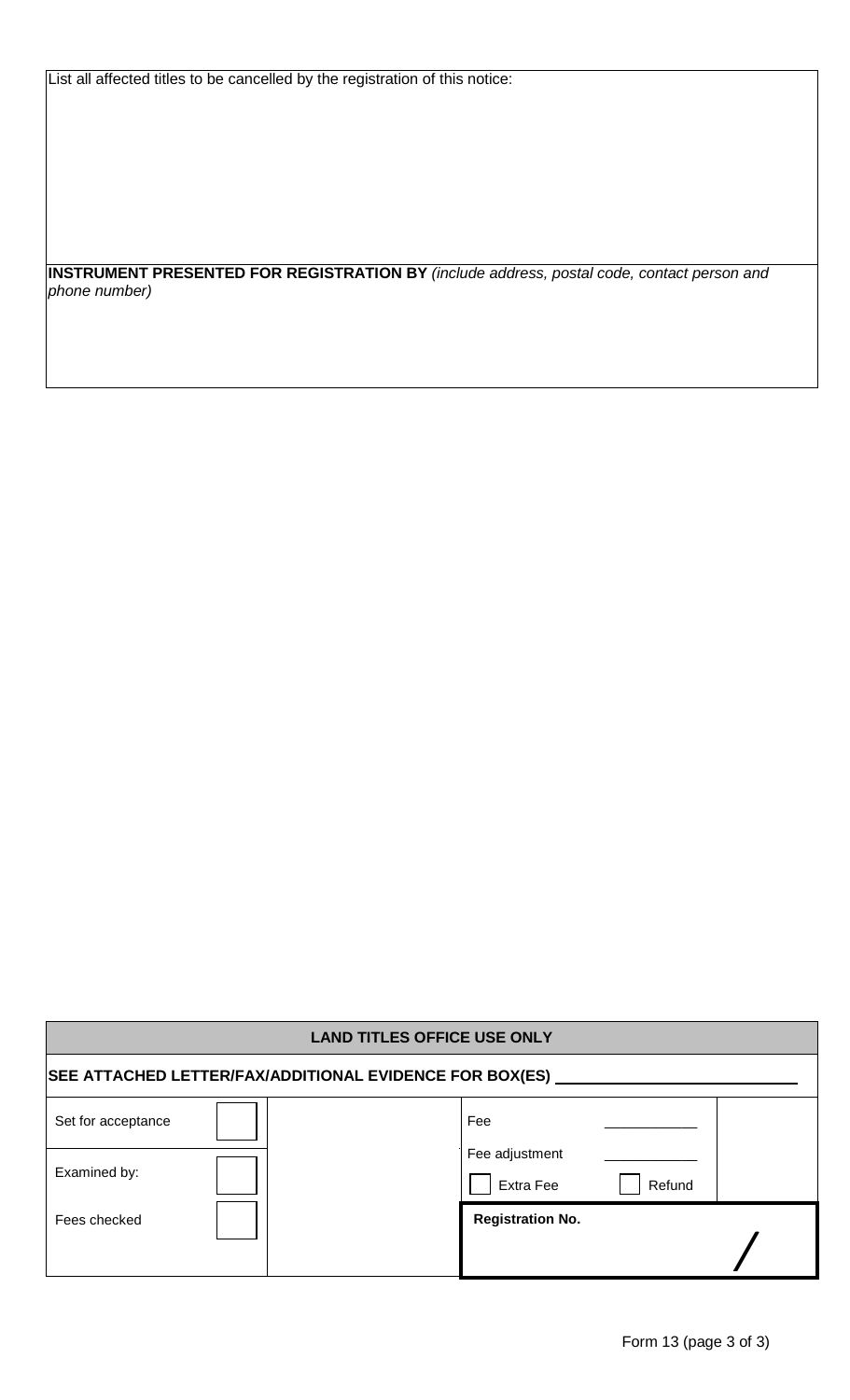List all affected titles to be cancelled by the registration of this notice:

**INSTRUMENT PRESENTED FOR REGISTRATION BY** *(include address, postal code, contact person and phone number)*

| **LAND TITLES OFFICE USE ONLY** | | | |
|---|---|---|---|
| **SEE ATTACHED LETTER/FAX/ADDITIONAL EVIDENCE FOR BOX(ES)** ______________ | | | |
| Set for acceptance ☐ | | Fee ______ | |
| Examined by: ☐ | | Fee adjustment ______ ☐ Extra Fee ☐ Refund | |
| Fees checked ☐ | | **Registration No.** / | |

Form 13 (page 3 of 3)